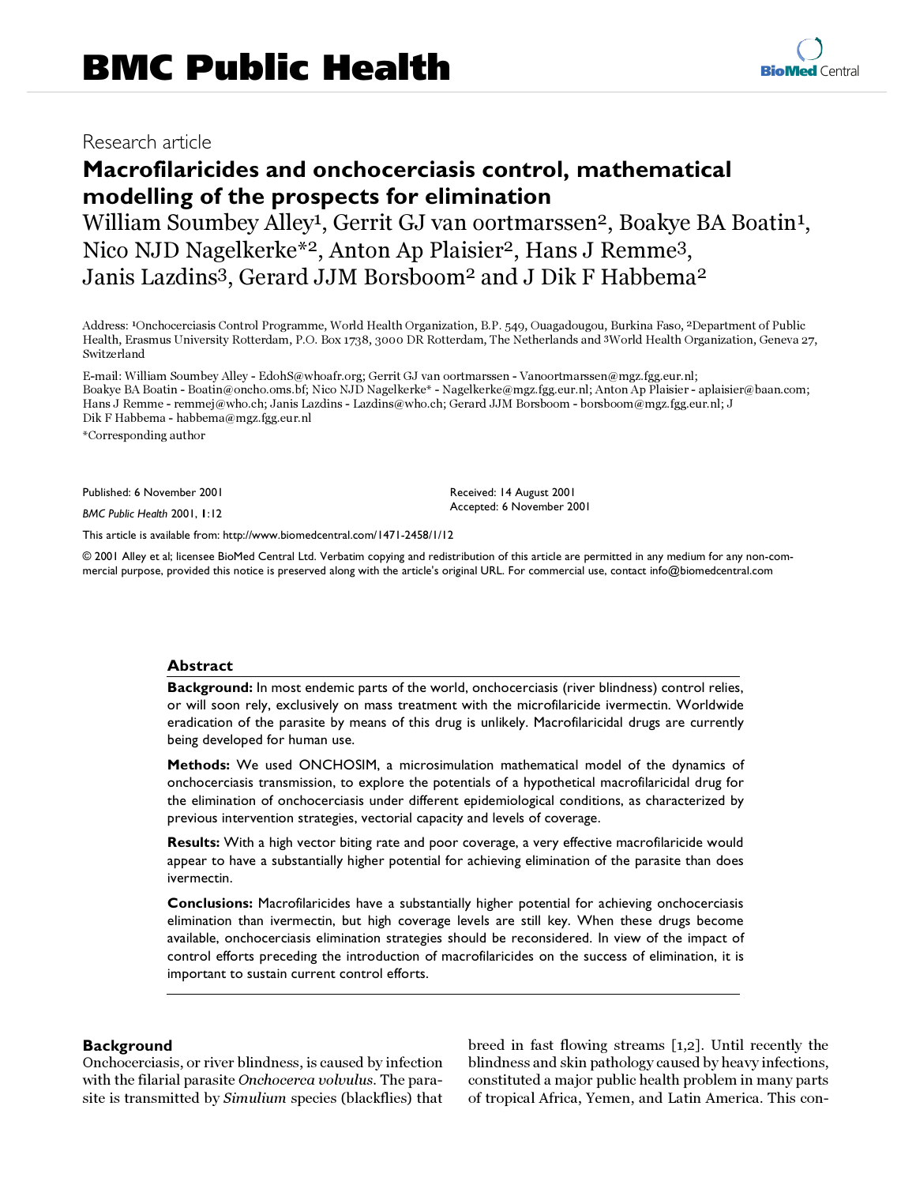# BMC Public Health

Research article

## Macrofilaricides and onchocerciasis control, mathematical modelling of the prospects for elimination

William Soumbey Alley[1], Gerrit GJ van oortmarssen[2], Boakye BA Boatin[1], Nico NJD Nagelkerke*[2], Anton Ap Plaisier[2], Hans J Remme[3], Janis Lazdins[3], Gerard JJM Borsboom[2] and J Dik F Habbema[2]

Address: [1]Onchocerciasis Control Programme, World Health Organization, B.P. 549, Ouagadougou, Burkina Faso, [2]Department of Public Health, Erasmus University Rotterdam, P.O. Box 1738, 3000 DR Rotterdam, The Netherlands and [3]World Health Organization, Geneva 27, Switzerland

E-mail: William Soumbey Alley - EdohS@whoafr.org; Gerrit GJ van oortmarssen - Vanoortmarssen@mgz.fgg.eur.nl; Boakye BA Boatin - Boatin@oncho.oms.bf; Nico NJD Nagelkerke* - Nagelkerke@mgz.fgg.eur.nl; Anton Ap Plaisier - aplaisier@baan.com; Hans J Remme - remmej@who.ch; Janis Lazdins - Lazdins@who.ch; Gerard JJM Borsboom - borsboom@mgz.fgg.eur.nl; J Dik F Habbema - habbema@mgz.fgg.eur.nl

*Corresponding author

Published: 6 November 2001

*BMC Public Health* 2001, **1**:12

Received: 14 August 2001

Accepted: 6 November 2001

This article is available from: http://www.biomedcentral.com/1471-2458/1/12

© 2001 Alley et al; licensee BioMed Central Ltd. Verbatim copying and redistribution of this article are permitted in any medium for any non-commercial purpose, provided this notice is preserved along with the article's original URL. For commercial use, contact info@biomedcentral.com

### Abstract

**Background:** In most endemic parts of the world, onchocerciasis (river blindness) control relies, or will soon rely, exclusively on mass treatment with the microfilaricide ivermectin. Worldwide eradication of the parasite by means of this drug is unlikely. Macrofilaricidal drugs are currently being developed for human use.

**Methods:** We used ONCHOSIM, a microsimulation mathematical model of the dynamics of onchocerciasis transmission, to explore the potentials of a hypothetical macrofilaricidal drug for the elimination of onchocerciasis under different epidemiological conditions, as characterized by previous intervention strategies, vectorial capacity and levels of coverage.

**Results:** With a high vector biting rate and poor coverage, a very effective macrofilaricide would appear to have a substantially higher potential for achieving elimination of the parasite than does ivermectin.

**Conclusions:** Macrofilaricides have a substantially higher potential for achieving onchocerciasis elimination than ivermectin, but high coverage levels are still key. When these drugs become available, onchocerciasis elimination strategies should be reconsidered. In view of the impact of control efforts preceding the introduction of macrofilaricides on the success of elimination, it is important to sustain current control efforts.

### Background

Onchocerciasis, or river blindness, is caused by infection with the filarial parasite *Onchocerca volvulus*. The parasite is transmitted by *Simulium* species (blackflies) that breed in fast flowing streams [1,2]. Until recently the blindness and skin pathology caused by heavy infections, constituted a major public health problem in many parts of tropical Africa, Yemen, and Latin America. This con-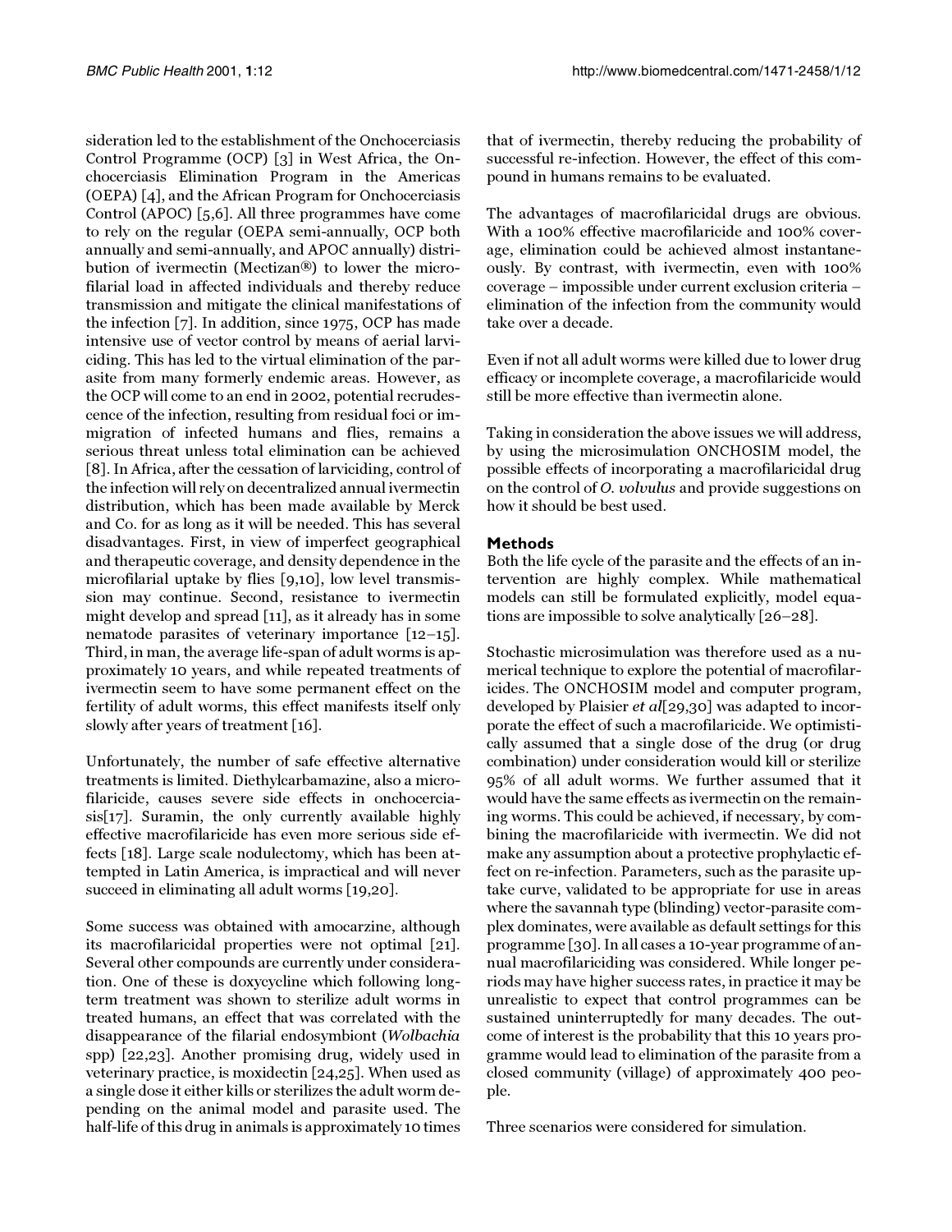sideration led to the establishment of the Onchocerciasis Control Programme (OCP) [3] in West Africa, the Onchocerciasis Elimination Program in the Americas (OEPA) [4], and the African Program for Onchocerciasis Control (APOC) [5,6]. All three programmes have come to rely on the regular (OEPA semi-annually, OCP both annually and semi-annually, and APOC annually) distribution of ivermectin (Mectizan®) to lower the microfilarial load in affected individuals and thereby reduce transmission and mitigate the clinical manifestations of the infection [7]. In addition, since 1975, OCP has made intensive use of vector control by means of aerial larviciding. This has led to the virtual elimination of the parasite from many formerly endemic areas. However, as the OCP will come to an end in 2002, potential recrudescence of the infection, resulting from residual foci or immigration of infected humans and flies, remains a serious threat unless total elimination can be achieved [8]. In Africa, after the cessation of larviciding, control of the infection will rely on decentralized annual ivermectin distribution, which has been made available by Merck and Co. for as long as it will be needed. This has several disadvantages. First, in view of imperfect geographical and therapeutic coverage, and density dependence in the microfilarial uptake by flies [9,10], low level transmission may continue. Second, resistance to ivermectin might develop and spread [11], as it already has in some nematode parasites of veterinary importance [12–15]. Third, in man, the average life-span of adult worms is approximately 10 years, and while repeated treatments of ivermectin seem to have some permanent effect on the fertility of adult worms, this effect manifests itself only slowly after years of treatment [16].

Unfortunately, the number of safe effective alternative treatments is limited. Diethylcarbamazine, also a microfilaricide, causes severe side effects in onchocerciasis[17]. Suramin, the only currently available highly effective macrofilaricide has even more serious side effects [18]. Large scale nodulectomy, which has been attempted in Latin America, is impractical and will never succeed in eliminating all adult worms [19,20].

Some success was obtained with amocarzine, although its macrofilaricidal properties were not optimal [21]. Several other compounds are currently under consideration. One of these is doxycycline which following long-term treatment was shown to sterilize adult worms in treated humans, an effect that was correlated with the disappearance of the filarial endosymbiont (*Wolbachia* spp) [22,23]. Another promising drug, widely used in veterinary practice, is moxidectin [24,25]. When used as a single dose it either kills or sterilizes the adult worm depending on the animal model and parasite used. The half-life of this drug in animals is approximately 10 times that of ivermectin, thereby reducing the probability of successful re-infection. However, the effect of this compound in humans remains to be evaluated.

The advantages of macrofilaricidal drugs are obvious. With a 100% effective macrofilaricide and 100% coverage, elimination could be achieved almost instantaneously. By contrast, with ivermectin, even with 100% coverage – impossible under current exclusion criteria – elimination of the infection from the community would take over a decade.

Even if not all adult worms were killed due to lower drug efficacy or incomplete coverage, a macrofilaricide would still be more effective than ivermectin alone.

Taking in consideration the above issues we will address, by using the microsimulation ONCHOSIM model, the possible effects of incorporating a macrofilaricidal drug on the control of *O. volvulus* and provide suggestions on how it should be best used.

## Methods

Both the life cycle of the parasite and the effects of an intervention are highly complex. While mathematical models can still be formulated explicitly, model equations are impossible to solve analytically [26–28].

Stochastic microsimulation was therefore used as a numerical technique to explore the potential of macrofilaricides. The ONCHOSIM model and computer program, developed by Plaisier *et al*[29,30] was adapted to incorporate the effect of such a macrofilaricide. We optimistically assumed that a single dose of the drug (or drug combination) under consideration would kill or sterilize 95% of all adult worms. We further assumed that it would have the same effects as ivermectin on the remaining worms. This could be achieved, if necessary, by combining the macrofilaricide with ivermectin. We did not make any assumption about a protective prophylactic effect on re-infection. Parameters, such as the parasite uptake curve, validated to be appropriate for use in areas where the savannah type (blinding) vector-parasite complex dominates, were available as default settings for this programme [30]. In all cases a 10-year programme of annual macrofilariciding was considered. While longer periods may have higher success rates, in practice it may be unrealistic to expect that control programmes can be sustained uninterruptedly for many decades. The outcome of interest is the probability that this 10 years programme would lead to elimination of the parasite from a closed community (village) of approximately 400 people.

Three scenarios were considered for simulation.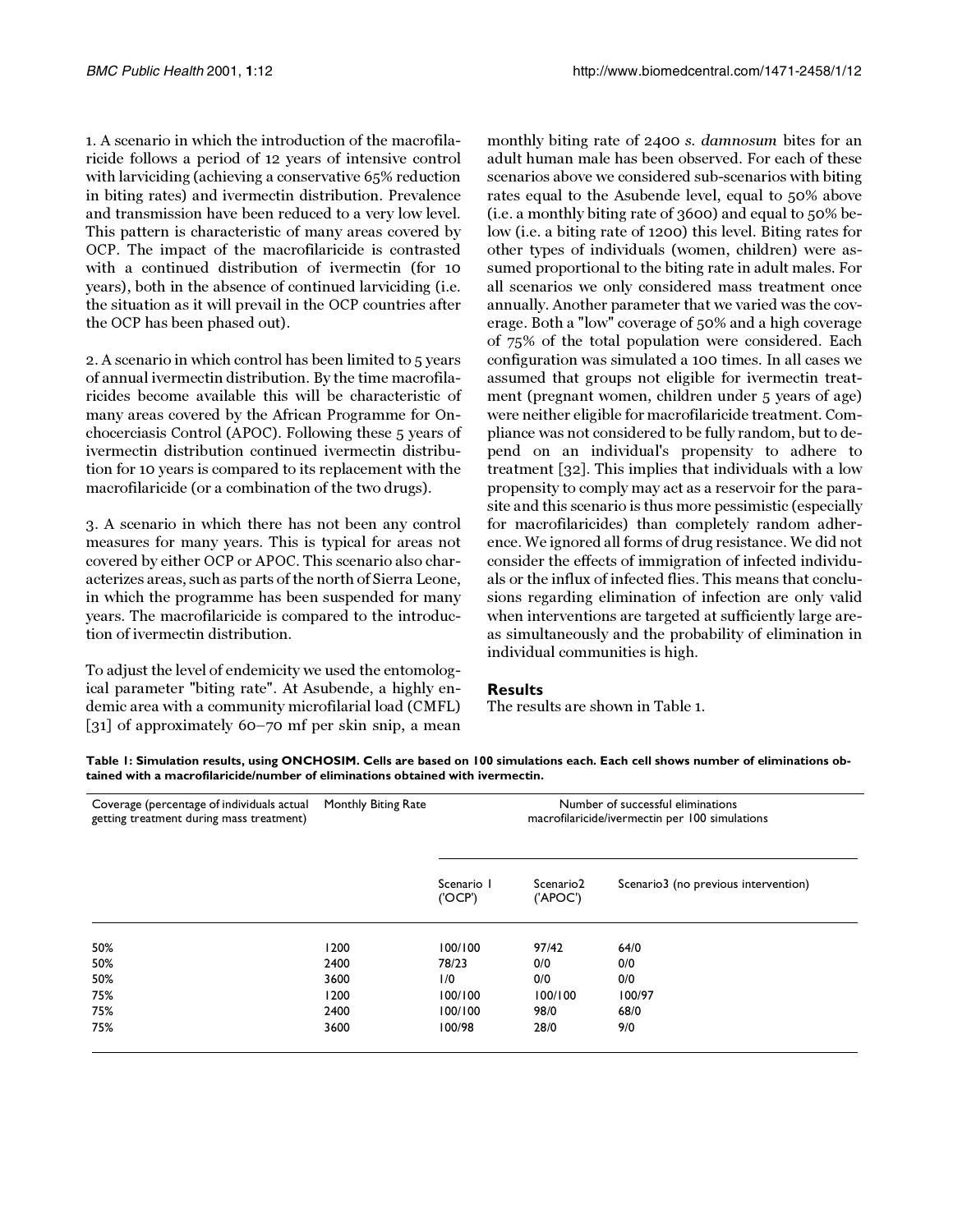1. A scenario in which the introduction of the macrofilaricide follows a period of 12 years of intensive control with larviciding (achieving a conservative 65% reduction in biting rates) and ivermectin distribution. Prevalence and transmission have been reduced to a very low level. This pattern is characteristic of many areas covered by OCP. The impact of the macrofilaricide is contrasted with a continued distribution of ivermectin (for 10 years), both in the absence of continued larviciding (i.e. the situation as it will prevail in the OCP countries after the OCP has been phased out).

2. A scenario in which control has been limited to 5 years of annual ivermectin distribution. By the time macrofilaricides become available this will be characteristic of many areas covered by the African Programme for Onchocerciasis Control (APOC). Following these 5 years of ivermectin distribution continued ivermectin distribution for 10 years is compared to its replacement with the macrofilaricide (or a combination of the two drugs).

3. A scenario in which there has not been any control measures for many years. This is typical for areas not covered by either OCP or APOC. This scenario also characterizes areas, such as parts of the north of Sierra Leone, in which the programme has been suspended for many years. The macrofilaricide is compared to the introduction of ivermectin distribution.

To adjust the level of endemicity we used the entomological parameter "biting rate". At Asubende, a highly endemic area with a community microfilarial load (CMFL) [31] of approximately 60–70 mf per skin snip, a mean monthly biting rate of 2400 *s. damnosum* bites for an adult human male has been observed. For each of these scenarios above we considered sub-scenarios with biting rates equal to the Asubende level, equal to 50% above (i.e. a monthly biting rate of 3600) and equal to 50% below (i.e. a biting rate of 1200) this level. Biting rates for other types of individuals (women, children) were assumed proportional to the biting rate in adult males. For all scenarios we only considered mass treatment once annually. Another parameter that we varied was the coverage. Both a "low" coverage of 50% and a high coverage of 75% of the total population were considered. Each configuration was simulated a 100 times. In all cases we assumed that groups not eligible for ivermectin treatment (pregnant women, children under 5 years of age) were neither eligible for macrofilaricide treatment. Compliance was not considered to be fully random, but to depend on an individual's propensity to adhere to treatment [32]. This implies that individuals with a low propensity to comply may act as a reservoir for the parasite and this scenario is thus more pessimistic (especially for macrofilaricides) than completely random adherence. We ignored all forms of drug resistance. We did not consider the effects of immigration of infected individuals or the influx of infected flies. This means that conclusions regarding elimination of infection are only valid when interventions are targeted at sufficiently large areas simultaneously and the probability of elimination in individual communities is high.

## Results

The results are shown in Table 1.

**Table 1: Simulation results, using ONCHOSIM. Cells are based on 100 simulations each. Each cell shows number of eliminations obtained with a macrofilaricide/number of eliminations obtained with ivermectin.**

| Coverage (percentage of individuals actual getting treatment during mass treatment) | Monthly Biting Rate | Number of successful eliminations macrofilaricide/ivermectin per 100 simulations | | |
|---|---|---|---|---|
| | | Scenario 1 ('OCP') | Scenario2 ('APOC') | Scenario3 (no previous intervention) |
| 50% | 1200 | 100/100 | 97/42 | 64/0 |
| 50% | 2400 | 78/23 | 0/0 | 0/0 |
| 50% | 3600 | 1/0 | 0/0 | 0/0 |
| 75% | 1200 | 100/100 | 100/100 | 100/97 |
| 75% | 2400 | 100/100 | 98/0 | 68/0 |
| 75% | 3600 | 100/98 | 28/0 | 9/0 |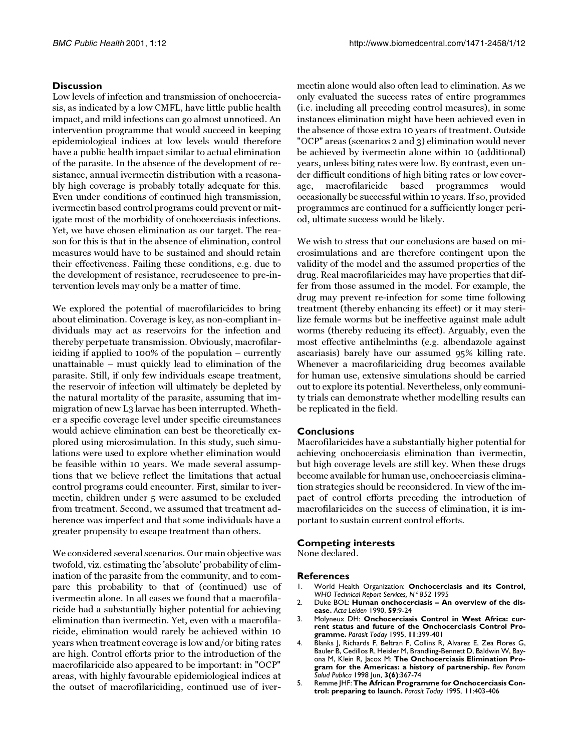## Discussion

Low levels of infection and transmission of onchocerciasis, as indicated by a low CMFL, have little public health impact, and mild infections can go almost unnoticed. An intervention programme that would succeed in keeping epidemiological indices at low levels would therefore have a public health impact similar to actual elimination of the parasite. In the absence of the development of resistance, annual ivermectin distribution with a reasonably high coverage is probably totally adequate for this. Even under conditions of continued high transmission, ivermectin based control programs could prevent or mitigate most of the morbidity of onchocerciasis infections. Yet, we have chosen elimination as our target. The reason for this is that in the absence of elimination, control measures would have to be sustained and should retain their effectiveness. Failing these conditions, e.g. due to the development of resistance, recrudescence to pre-intervention levels may only be a matter of time.

We explored the potential of macrofilaricides to bring about elimination. Coverage is key, as non-compliant individuals may act as reservoirs for the infection and thereby perpetuate transmission. Obviously, macrofilariciding if applied to 100% of the population – currently unattainable – must quickly lead to elimination of the parasite. Still, if only few individuals escape treatment, the reservoir of infection will ultimately be depleted by the natural mortality of the parasite, assuming that immigration of new L3 larvae has been interrupted. Whether a specific coverage level under specific circumstances would achieve elimination can best be theoretically explored using microsimulation. In this study, such simulations were used to explore whether elimination would be feasible within 10 years. We made several assumptions that we believe reflect the limitations that actual control programs could encounter. First, similar to ivermectin, children under 5 were assumed to be excluded from treatment. Second, we assumed that treatment adherence was imperfect and that some individuals have a greater propensity to escape treatment than others.

We considered several scenarios. Our main objective was twofold, viz. estimating the 'absolute' probability of elimination of the parasite from the community, and to compare this probability to that of (continued) use of ivermectin alone. In all cases we found that a macrofilaricide had a substantially higher potential for achieving elimination than ivermectin. Yet, even with a macrofilaricide, elimination would rarely be achieved within 10 years when treatment coverage is low and/or biting rates are high. Control efforts prior to the introduction of the macrofilaricide also appeared to be important: in "OCP" areas, with highly favourable epidemiological indices at the outset of macrofilariciding, continued use of ivermectin alone would also often lead to elimination. As we only evaluated the success rates of entire programmes (i.e. including all preceding control measures), in some instances elimination might have been achieved even in the absence of those extra 10 years of treatment. Outside "OCP" areas (scenarios 2 and 3) elimination would never be achieved by ivermectin alone within 10 (additional) years, unless biting rates were low. By contrast, even under difficult conditions of high biting rates or low coverage, macrofilaricide based programmes would occasionally be successful within 10 years. If so, provided programmes are continued for a sufficiently longer period, ultimate success would be likely.

We wish to stress that our conclusions are based on microsimulations and are therefore contingent upon the validity of the model and the assumed properties of the drug. Real macrofilaricides may have properties that differ from those assumed in the model. For example, the drug may prevent re-infection for some time following treatment (thereby enhancing its effect) or it may sterilize female worms but be ineffective against male adult worms (thereby reducing its effect). Arguably, even the most effective antihelminths (e.g. albendazole against ascariasis) barely have our assumed 95% killing rate. Whenever a macrofilariciding drug becomes available for human use, extensive simulations should be carried out to explore its potential. Nevertheless, only community trials can demonstrate whether modelling results can be replicated in the field.

## Conclusions

Macrofilaricides have a substantially higher potential for achieving onchocerciasis elimination than ivermectin, but high coverage levels are still key. When these drugs become available for human use, onchocerciasis elimination strategies should be reconsidered. In view of the impact of control efforts preceding the introduction of macrofilaricides on the success of elimination, it is important to sustain current control efforts.

## Competing interests

None declared.

## References

1. World Health Organization: **Onchocerciasis and its Control,** *WHO Technical Report Services, N° 852* 1995
2. Duke BOL: **Human onchocerciasis – An overview of the disease.** *Acta Leiden* 1990, **59**:9-24
3. Molyneux DH: **Onchocerciasis Control in West Africa: current status and future of the Onchocerciasis Control Programme.** *Parasit Today* 1995, **11**:399-401
4. Blanks J, Richards F, Beltran F, Collins R, Alvarez E, Zea Flores G, Bauler B, Cedillos R, Heisler M, Brandling-Bennett D, Baldwin W, Bayona M, Klein R, Jacox M: **The Onchocerciasis Elimination Program for the Americas: a history of partnership.** *Rev Panam Salud Publica* 1998 Jun, **3(6)**:367-74
5. Remme JHF: **The African Programme for Onchocerciasis Control: preparing to launch.** *Parasit Today* 1995, **11**:403-406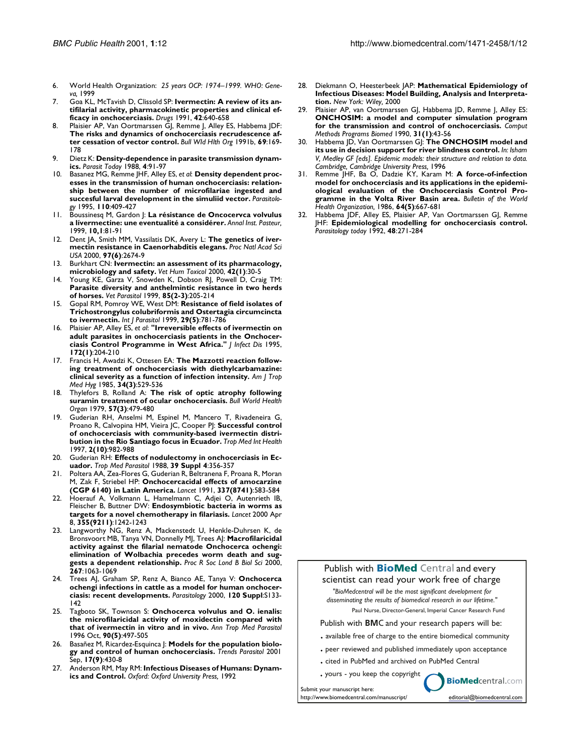6. World Health Organization: *25 years OCP: 1974–1999. WHO: Geneva,* 1999
7. Goa KL, McTavish D, Clissold SP: **Ivermectin: A review of its antifilarial activity, pharmacokinetic properties and clinical efficacy in onchocerciasis.** *Drugs* 1991, **42**:640-658
8. Plaisier AP, Van Oortmarssen GJ, Remme J, Alley ES, Habbema JDF: **The risks and dynamics of onchocerciasis recrudescence after cessation of vector control.** *Bull Wld Hlth Org* 1991b, **69**:169-178
9. Dietz K: **Density-dependence in parasite transmission dynamics.** *Parasit Today* 1988, **4**:91-97
10. Basanez MG, Remme JHF, Alley ES, *et al*: **Density dependent processes in the transmission of human onchocerciasis: relationship between the number of microfilariae ingested and succesful larval development in the simuliid vector.** *Parasitology* 1995, **110**:409-427
11. Boussinesq M, Gardon J: **La résistance de Oncocervca volvulus a lívermectine: une eventualité a considérer.** *Annal Inst. Pasteur,* 1999, **10,1**:81-91
12. Dent JA, Smith MM, Vassilatis DK, Avery L: **The genetics of ivermectin resistance in Caenorhabditis elegans.** *Proc Natl Acad Sci USA* 2000, **97(6)**:2674-9
13. Burkhart CN: **Ivermectin: an assessment of its pharmacology, microbiology and safety.** *Vet Hum Toxicol* 2000, **42(1)**:30-5
14. Young KE, Garza V, Snowden K, Dobson RJ, Powell D, Craig TM: **Parasite diversity and anthelmintic resistance in two herds of horses.** *Vet Parasitol* 1999, **85(2-3)**:205-214
15. Gopal RM, Pomroy WE, West DM: **Resistance of field isolates of Trichostrongylus colubriformis and Ostertagia circumcincta to ivermectin.** *Int J Parasitol* 1999, **29(5)**:781-786
16. Plaisier AP, Alley ES, *et al*: **"Irreversible effects of ivermectin on adult parasites in onchocerciasis patients in the Onchocerciasis Control Programme in West Africa."** *J Infect Dis* 1995, **172(1)**:204-210
17. Francis H, Awadzi K, Ottesen EA: **The Mazzotti reaction following treatment of onchocerciasis with diethylcarbamazine: clinical severity as a function of infection intensity.** *Am J Trop Med Hyg* 1985, **34(3)**:529-536
18. Thylefors B, Rolland A: **The risk of optic atrophy following suramin treatment of ocular onchocerciasis.** *Bull World Health Organ* 1979, **57(3)**:479-480
19. Guderian RH, Anselmi M, Espinel M, Mancero T, Rivadeneira G, Proano R, Calvopina HM, Vieira JC, Cooper PJ: **Successful control of onchocerciasis with community-based ivermectin distribution in the Rio Santiago focus in Ecuador.** *Trop Med Int Health* 1997, **2(10)**:982-988
20. Guderian RH: **Effects of nodulectomy in onchocerciasis in Ecuador.** *Trop Med Parasitol* 1988, **39 Suppl 4**:356-357
21. Poltera AA, Zea-Flores G, Guderian R, Beltranena F, Proana R, Moran M, Zak F, Striebel HP: **Onchocercacidal effects of amocarzine (CGP 6140) in Latin America.** *Lancet* 1991, **337(8741)**:583-584
22. Hoerauf A, Volkmann L, Hamelmann C, Adjei O, Autenrieth IB, Fleischer B, Buttner DW: **Endosymbiotic bacteria in worms as targets for a novel chemotherapy in filariasis.** *Lancet* 2000 Apr 8, **355(9211)**:1242-1243
23. Langworthy NG, Renz A, Mackenstedt U, Henkle-Duhrsen K, de Bronsvoort MB, Tanya VN, Donnelly MJ, Trees AJ: **Macrofilaricidal activity against the filarial nematode Onchocerca ochengi: elimination of Wolbachia precedes worm death and suggests a dependent relationship.** *Proc R Soc Lond B Biol Sci* 2000, **267**:1063-1069
24. Trees AJ, Graham SP, Renz A, Bianco AE, Tanya V: **Onchocerca ochengi infections in cattle as a model for human onchocerciasis: recent developments.** *Parasitology* 2000, **120 Suppl**:S133-142
25. Tagboto SK, Townson S: **Onchocerca volvulus and O. ienalis: the microfilaricidal activity of moxidectin compared with that of ivermectin in vitro and in vivo.** *Ann Trop Med Parasitol* 1996 Oct, **90(5)**:497-505
26. Basañez M, Ricardez-Esquinca J: **Models for the population biology and control of human onchocerciasis.** *Trends Parasitol* 2001 Sep, **17(9)**:430-8
27. Anderson RM, May RM: **Infectious Diseases of Humans: Dynamics and Control.** *Oxford: Oxford University Press,* 1992
28. Diekmann O, Heesterbeek JAP: **Mathematical Epidemiology of Infectious Diseases: Model Building, Analysis and Interpretation.** *New York: Wiley,* 2000
29. Plaisier AP, van Oortmarssen GJ, Habbema JD, Remme J, Alley ES: **ONCHOSIM: a model and computer simulation program for the transmission and control of onchocerciasis.** *Comput Methods Programs Biomed* 1990, **31(1)**:43-56
30. Habbema JD, Van Oortmarssen GJ: **The ONCHOSIM model and its use in decision support for river blindness control.** *In: Isham V, Medley GF [eds]. Epidemic models: their structure and relation to data. Cambridge, Cambridge University Press,* 1996
31. Remme JHF, Ba O, Dadzie KY, Karam M: **A force-of-infection model for onchocerciasis and its applications in the epidemiological evaluation of the Onchocerciasis Control Programme in the Volta River Basin area.** *Bulletin of the World Health Organization,* 1986, **64(5)**:667-681
32. Habbema JDF, Alley ES, Plaisier AP, Van Oortmarssen GJ, Remme JHF: **Epidemiological modelling for onchocerciasis control.** *Parasitology today* 1992, **48**:271-284

Publish with **BioMed** Central and every scientist can read your work free of charge

*"BioMedcentral will be the most significant development for disseminating the results of biomedical research in our lifetime."*

Paul Nurse, Director-General, Imperial Cancer Research Fund

Publish with **BMC** and your research papers will be:

- available free of charge to the entire biomedical community
- peer reviewed and published immediately upon acceptance
- cited in PubMed and archived on PubMed Central
- yours - you keep the copyright

**BioMed**central.com

Submit your manuscript here:
http://www.biomedcentral.com/manuscript/

editorial@biomedcentral.com